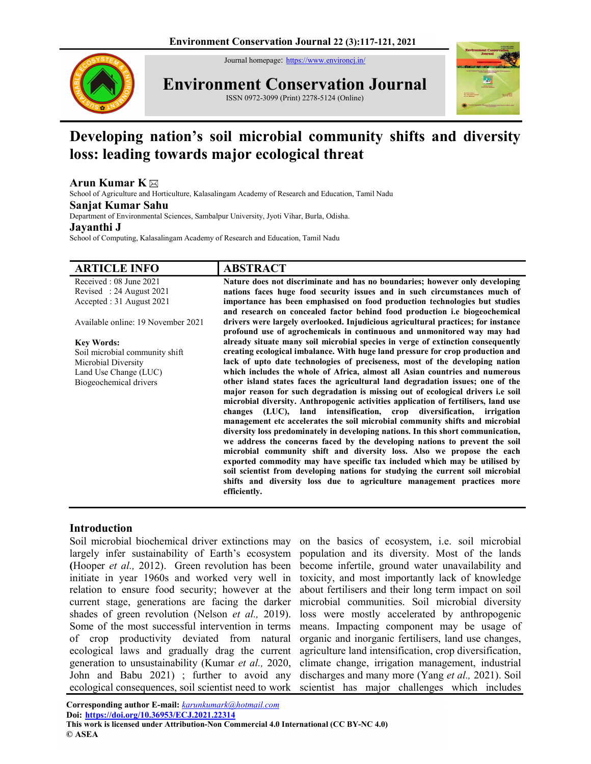# Developing nation's soil microbial community shifts and diversity loss: leading towards major ecological threat

**Arun Kumar K** ✉
School of Agriculture and Horticulture, Kalasalingam Academy of Research and Education, Tamil Nadu

**Sanjat Kumar Sahu**
Department of Environmental Sciences, Sambalpur University, Jyoti Vihar, Burla, Odisha.

**Jayanthi J**
School of Computing, Kalasalingam Academy of Research and Education, Tamil Nadu

## ARTICLE INFO

Received : 08 June 2021
Revised : 24 August 2021
Accepted : 31 August 2021

Available online: 19 November 2021

**Key Words:**
Soil microbial community shift
Microbial Diversity
Land Use Change (LUC)
Biogeochemical drivers

## ABSTRACT

**Nature does not discriminate and has no boundaries; however only developing nations faces huge food security issues and in such circumstances much of importance has been emphasised on food production technologies but studies and research on concealed factor behind food production i.e biogeochemical drivers were largely overlooked. Injudicious agricultural practices; for instance profound use of agrochemicals in continuous and unmonitored way may had already situate many soil microbial species in verge of extinction consequently creating ecological imbalance. With huge land pressure for crop production and lack of upto date technologies of preciseness, most of the developing nation which includes the whole of Africa, almost all Asian countries and numerous other island states faces the agricultural land degradation issues; one of the major reason for such degradation is missing out of ecological drivers i.e soil microbial diversity. Anthropogenic activities application of fertilisers, land use changes (LUC), land intensification, crop diversification, irrigation management etc accelerates the soil microbial community shifts and microbial diversity loss predominately in developing nations. In this short communication, we address the concerns faced by the developing nations to prevent the soil microbial community shift and diversity loss. Also we propose the each exported commodity may have specific tax included which may be utilised by soil scientist from developing nations for studying the current soil microbial shifts and diversity loss due to agriculture management practices more efficiently.**

## Introduction

Soil microbial biochemical driver extinctions may largely infer sustainability of Earth's ecosystem **(**Hooper *et al.,* 2012). Green revolution has been initiate in year 1960s and worked very well in relation to ensure food security; however at the current stage, generations are facing the darker shades of green revolution (Nelson *et al.,* 2019). Some of the most successful intervention in terms of crop productivity deviated from natural ecological laws and gradually drag the current generation to unsustainability (Kumar *et al.,* 2020, John and Babu 2021) ; further to avoid any ecological consequences, soil scientist need to work on the basics of ecosystem, i.e. soil microbial population and its diversity. Most of the lands become infertile, ground water unavailability and toxicity, and most importantly lack of knowledge about fertilisers and their long term impact on soil microbial communities. Soil microbial diversity loss were mostly accelerated by anthropogenic means. Impacting component may be usage of organic and inorganic fertilisers, land use changes, agriculture land intensification, crop diversification, climate change, irrigation management, industrial discharges and many more (Yang *et al.,* 2021). Soil scientist has major challenges which includes

**Corresponding author E-mail:** karunkumark@hotmail.com
**Doi: https://doi.org/10.36953/ECJ.2021.22314**
**This work is licensed under Attribution-Non Commercial 4.0 International (CC BY-NC 4.0)**
**© ASEA**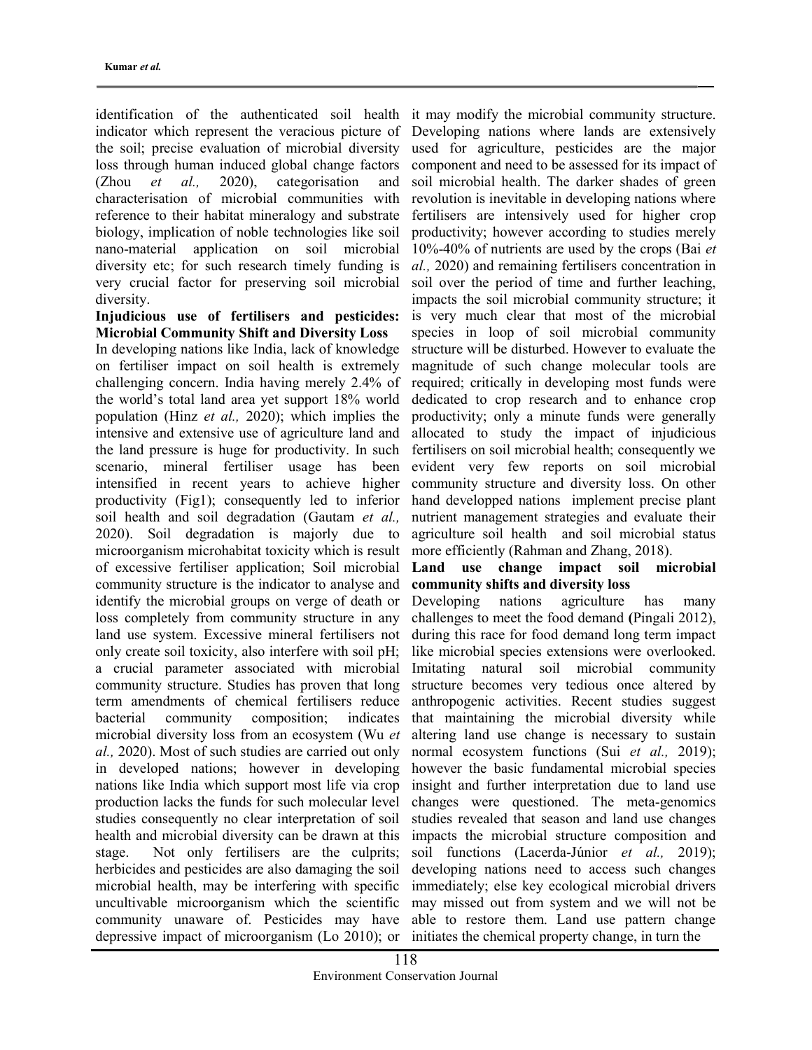identification of the authenticated soil health indicator which represent the veracious picture of the soil; precise evaluation of microbial diversity loss through human induced global change factors (Zhou *et al.,* 2020), categorisation and characterisation of microbial communities with reference to their habitat mineralogy and substrate biology, implication of noble technologies like soil nano-material application on soil microbial diversity etc; for such research timely funding is very crucial factor for preserving soil microbial diversity.

**Injudicious use of fertilisers and pesticides: Microbial Community Shift and Diversity Loss**

In developing nations like India, lack of knowledge on fertiliser impact on soil health is extremely challenging concern. India having merely 2.4% of the world's total land area yet support 18% world population (Hinz *et al.,* 2020); which implies the intensive and extensive use of agriculture land and the land pressure is huge for productivity. In such scenario, mineral fertiliser usage has been intensified in recent years to achieve higher productivity (Fig1); consequently led to inferior soil health and soil degradation (Gautam *et al.,* 2020). Soil degradation is majorly due to microorganism microhabitat toxicity which is result of excessive fertiliser application; Soil microbial community structure is the indicator to analyse and identify the microbial groups on verge of death or loss completely from community structure in any land use system. Excessive mineral fertilisers not only create soil toxicity, also interfere with soil pH; a crucial parameter associated with microbial community structure. Studies has proven that long term amendments of chemical fertilisers reduce bacterial community composition; indicates microbial diversity loss from an ecosystem (Wu *et al.,* 2020). Most of such studies are carried out only in developed nations; however in developing nations like India which support most life via crop production lacks the funds for such molecular level studies consequently no clear interpretation of soil health and microbial diversity can be drawn at this stage. Not only fertilisers are the culprits; herbicides and pesticides are also damaging the soil microbial health, may be interfering with specific uncultivable microorganism which the scientific community unaware of. Pesticides may have depressive impact of microorganism (Lo 2010); or it may modify the microbial community structure. Developing nations where lands are extensively used for agriculture, pesticides are the major component and need to be assessed for its impact of soil microbial health. The darker shades of green revolution is inevitable in developing nations where fertilisers are intensively used for higher crop productivity; however according to studies merely 10%-40% of nutrients are used by the crops (Bai *et al.,* 2020) and remaining fertilisers concentration in soil over the period of time and further leaching, impacts the soil microbial community structure; it is very much clear that most of the microbial species in loop of soil microbial community structure will be disturbed. However to evaluate the magnitude of such change molecular tools are required; critically in developing most funds were dedicated to crop research and to enhance crop productivity; only a minute funds were generally allocated to study the impact of injudicious fertilisers on soil microbial health; consequently we evident very few reports on soil microbial community structure and diversity loss. On other hand developped nations implement precise plant nutrient management strategies and evaluate their agriculture soil health and soil microbial status more efficiently (Rahman and Zhang, 2018).

**Land use change impact soil microbial community shifts and diversity loss**

Developing nations agriculture has many challenges to meet the food demand (Pingali 2012), during this race for food demand long term impact like microbial species extensions were overlooked. Imitating natural soil microbial community structure becomes very tedious once altered by anthropogenic activities. Recent studies suggest that maintaining the microbial diversity while altering land use change is necessary to sustain normal ecosystem functions (Sui *et al.,* 2019); however the basic fundamental microbial species insight and further interpretation due to land use changes were questioned. The meta-genomics studies revealed that season and land use changes impacts the microbial structure composition and soil functions (Lacerda-Júnior *et al.,* 2019); developing nations need to access such changes immediately; else key ecological microbial drivers may missed out from system and we will not be able to restore them. Land use pattern change initiates the chemical property change, in turn the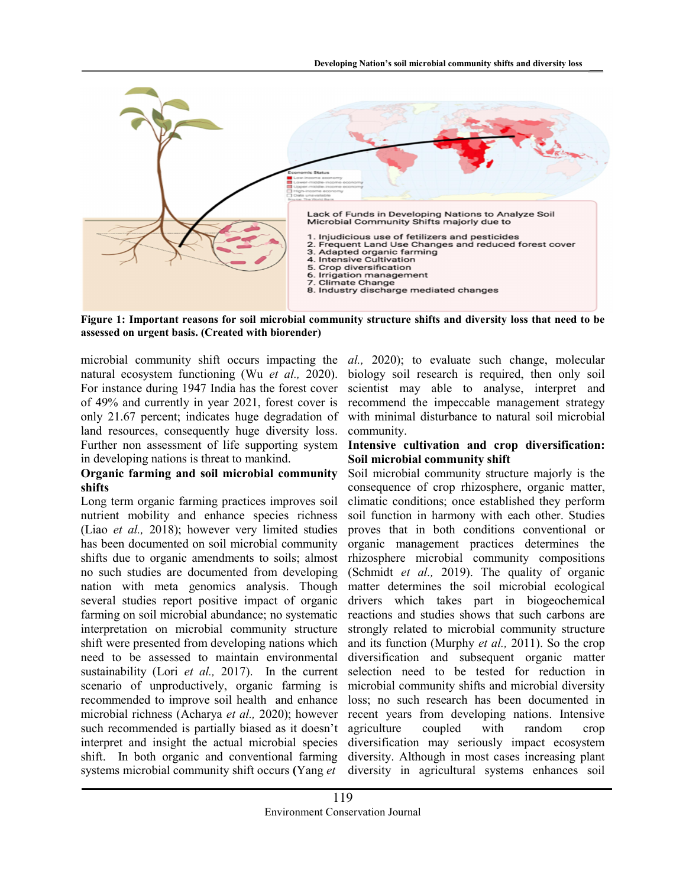**Figure 1: Important reasons for soil microbial community structure shifts and diversity loss that need to be assessed on urgent basis. (Created with biorender)**

microbial community shift occurs impacting the natural ecosystem functioning (Wu *et al.,* 2020). For instance during 1947 India has the forest cover of 49% and currently in year 2021, forest cover is only 21.67 percent; indicates huge degradation of land resources, consequently huge diversity loss. Further non assessment of life supporting system in developing nations is threat to mankind.

**Organic farming and soil microbial community shifts**

Long term organic farming practices improves soil nutrient mobility and enhance species richness (Liao *et al.,* 2018); however very limited studies has been documented on soil microbial community shifts due to organic amendments to soils; almost no such studies are documented from developing nation with meta genomics analysis. Though several studies report positive impact of organic farming on soil microbial abundance; no systematic interpretation on microbial community structure shift were presented from developing nations which need to be assessed to maintain environmental sustainability (Lori *et al.,* 2017). In the current scenario of unproductively, organic farming is recommended to improve soil health and enhance microbial richness (Acharya *et al.,* 2020); however such recommended is partially biased as it doesn't interpret and insight the actual microbial species shift. In both organic and conventional farming systems microbial community shift occurs **(**Yang *et al.,* 2020); to evaluate such change, molecular biology soil research is required, then only soil scientist may able to analyse, interpret and recommend the impeccable management strategy with minimal disturbance to natural soil microbial community.

**Intensive cultivation and crop diversification: Soil microbial community shift**

Soil microbial community structure majorly is the consequence of crop rhizosphere, organic matter, climatic conditions; once established they perform soil function in harmony with each other. Studies proves that in both conditions conventional or organic management practices determines the rhizosphere microbial community compositions (Schmidt *et al.,* 2019). The quality of organic matter determines the soil microbial ecological drivers which takes part in biogeochemical reactions and studies shows that such carbons are strongly related to microbial community structure and its function (Murphy *et al.,* 2011). So the crop diversification and subsequent organic matter selection need to be tested for reduction in microbial community shifts and microbial diversity loss; no such research has been documented in recent years from developing nations. Intensive agriculture coupled with random crop diversification may seriously impact ecosystem diversity. Although in most cases increasing plant diversity in agricultural systems enhances soil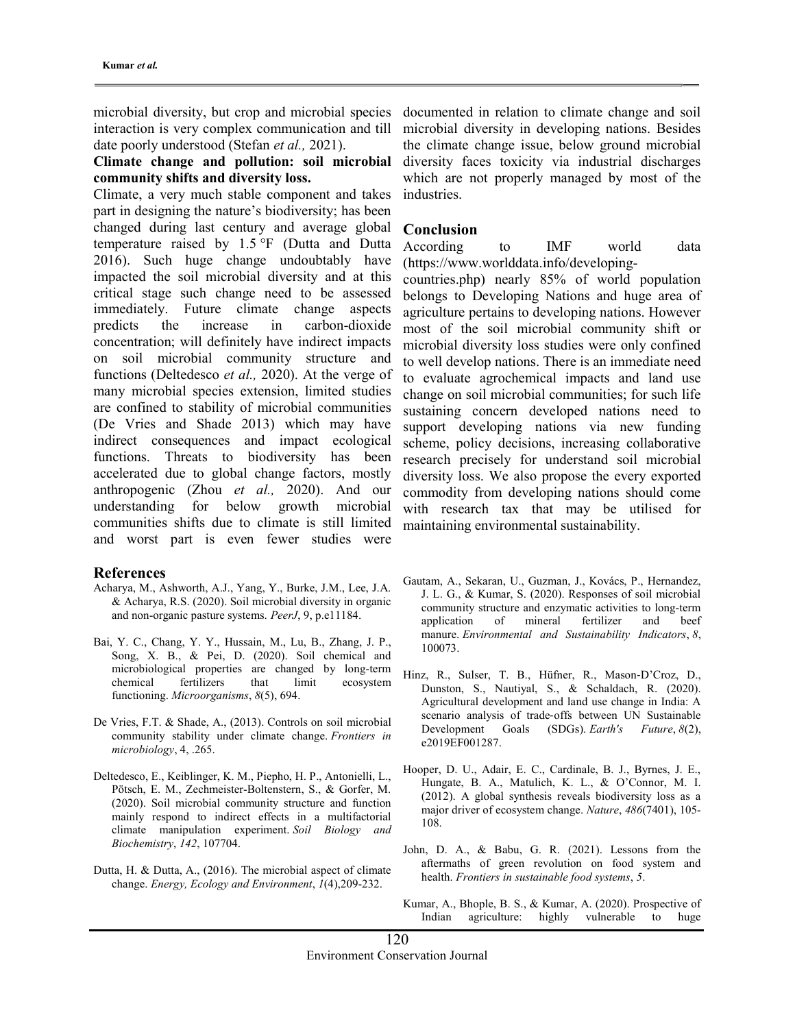microbial diversity, but crop and microbial species interaction is very complex communication and till date poorly understood (Stefan *et al.,* 2021).

**Climate change and pollution: soil microbial community shifts and diversity loss.**

Climate, a very much stable component and takes part in designing the nature's biodiversity; has been changed during last century and average global temperature raised by 1.5 °F (Dutta and Dutta 2016). Such huge change undoubtably have impacted the soil microbial diversity and at this critical stage such change need to be assessed immediately. Future climate change aspects predicts the increase in carbon-dioxide concentration; will definitely have indirect impacts on soil microbial community structure and functions (Deltedesco *et al.,* 2020). At the verge of many microbial species extension, limited studies are confined to stability of microbial communities (De Vries and Shade 2013) which may have indirect consequences and impact ecological functions. Threats to biodiversity has been accelerated due to global change factors, mostly anthropogenic (Zhou *et al.,* 2020). And our understanding for below growth microbial communities shifts due to climate is still limited and worst part is even fewer studies were documented in relation to climate change and soil microbial diversity in developing nations. Besides the climate change issue, below ground microbial diversity faces toxicity via industrial discharges which are not properly managed by most of the industries.

## Conclusion

According to IMF world data (https://www.worlddata.info/developing-countries.php) nearly 85% of world population belongs to Developing Nations and huge area of agriculture pertains to developing nations. However most of the soil microbial community shift or microbial diversity loss studies were only confined to well develop nations. There is an immediate need to evaluate agrochemical impacts and land use change on soil microbial communities; for such life sustaining concern developed nations need to support developing nations via new funding scheme, policy decisions, increasing collaborative research precisely for understand soil microbial diversity loss. We also propose the every exported commodity from developing nations should come with research tax that may be utilised for maintaining environmental sustainability.

## References

Acharya, M., Ashworth, A.J., Yang, Y., Burke, J.M., Lee, J.A. & Acharya, R.S. (2020). Soil microbial diversity in organic and non-organic pasture systems. *PeerJ*, 9, p.e11184.

Bai, Y. C., Chang, Y. Y., Hussain, M., Lu, B., Zhang, J. P., Song, X. B., & Pei, D. (2020). Soil chemical and microbiological properties are changed by long-term chemical fertilizers that limit ecosystem functioning. *Microorganisms*, *8*(5), 694.

De Vries, F.T. & Shade, A., (2013). Controls on soil microbial community stability under climate change. *Frontiers in microbiology*, 4, .265.

Deltedesco, E., Keiblinger, K. M., Piepho, H. P., Antonielli, L., Pötsch, E. M., Zechmeister-Boltenstern, S., & Gorfer, M. (2020). Soil microbial community structure and function mainly respond to indirect effects in a multifactorial climate manipulation experiment. *Soil Biology and Biochemistry*, *142*, 107704.

Dutta, H. & Dutta, A., (2016). The microbial aspect of climate change. *Energy, Ecology and Environment*, *1*(4),209-232.

Gautam, A., Sekaran, U., Guzman, J., Kovács, P., Hernandez, J. L. G., & Kumar, S. (2020). Responses of soil microbial community structure and enzymatic activities to long-term application of mineral fertilizer and beef manure. *Environmental and Sustainability Indicators*, *8*, 100073.

Hinz, R., Sulser, T. B., Hüfner, R., Mason‐D'Croz, D., Dunston, S., Nautiyal, S., & Schaldach, R. (2020). Agricultural development and land use change in India: A scenario analysis of trade‐offs between UN Sustainable Development Goals (SDGs). *Earth's Future*, *8*(2), e2019EF001287.

Hooper, D. U., Adair, E. C., Cardinale, B. J., Byrnes, J. E., Hungate, B. A., Matulich, K. L., & O'Connor, M. I. (2012). A global synthesis reveals biodiversity loss as a major driver of ecosystem change. *Nature*, *486*(7401), 105-108.

John, D. A., & Babu, G. R. (2021). Lessons from the aftermaths of green revolution on food system and health. *Frontiers in sustainable food systems*, *5*.

Kumar, A., Bhople, B. S., & Kumar, A. (2020). Prospective of Indian agriculture: highly vulnerable to huge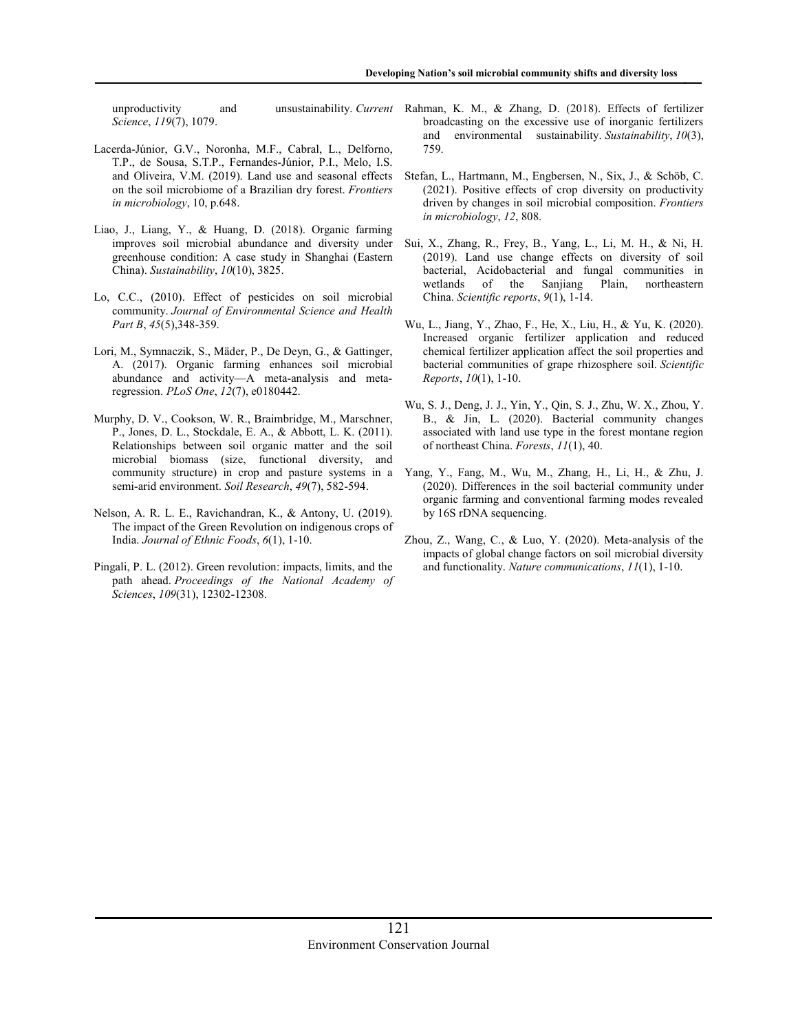unproductivity and unsustainability. *Current Science*, *119*(7), 1079.

Lacerda-Júnior, G.V., Noronha, M.F., Cabral, L., Delforno, T.P., de Sousa, S.T.P., Fernandes-Júnior, P.I., Melo, I.S. and Oliveira, V.M. (2019). Land use and seasonal effects on the soil microbiome of a Brazilian dry forest. *Frontiers in microbiology*, 10, p.648.

Liao, J., Liang, Y., & Huang, D. (2018). Organic farming improves soil microbial abundance and diversity under greenhouse condition: A case study in Shanghai (Eastern China). *Sustainability*, *10*(10), 3825.

Lo, C.C., (2010). Effect of pesticides on soil microbial community. *Journal of Environmental Science and Health Part B*, *45*(5),348-359.

Lori, M., Symnaczik, S., Mäder, P., De Deyn, G., & Gattinger, A. (2017). Organic farming enhances soil microbial abundance and activity—A meta-analysis and meta-regression. *PLoS One*, *12*(7), e0180442.

Murphy, D. V., Cookson, W. R., Braimbridge, M., Marschner, P., Jones, D. L., Stockdale, E. A., & Abbott, L. K. (2011). Relationships between soil organic matter and the soil microbial biomass (size, functional diversity, and community structure) in crop and pasture systems in a semi-arid environment. *Soil Research*, *49*(7), 582-594.

Nelson, A. R. L. E., Ravichandran, K., & Antony, U. (2019). The impact of the Green Revolution on indigenous crops of India. *Journal of Ethnic Foods*, *6*(1), 1-10.

Pingali, P. L. (2012). Green revolution: impacts, limits, and the path ahead. *Proceedings of the National Academy of Sciences*, *109*(31), 12302-12308.

Rahman, K. M., & Zhang, D. (2018). Effects of fertilizer broadcasting on the excessive use of inorganic fertilizers and environmental sustainability. *Sustainability*, *10*(3), 759.

Stefan, L., Hartmann, M., Engbersen, N., Six, J., & Schöb, C. (2021). Positive effects of crop diversity on productivity driven by changes in soil microbial composition. *Frontiers in microbiology*, *12*, 808.

Sui, X., Zhang, R., Frey, B., Yang, L., Li, M. H., & Ni, H. (2019). Land use change effects on diversity of soil bacterial, Acidobacterial and fungal communities in wetlands of the Sanjiang Plain, northeastern China. *Scientific reports*, *9*(1), 1-14.

Wu, L., Jiang, Y., Zhao, F., He, X., Liu, H., & Yu, K. (2020). Increased organic fertilizer application and reduced chemical fertilizer application affect the soil properties and bacterial communities of grape rhizosphere soil. *Scientific Reports*, *10*(1), 1-10.

Wu, S. J., Deng, J. J., Yin, Y., Qin, S. J., Zhu, W. X., Zhou, Y. B., & Jin, L. (2020). Bacterial community changes associated with land use type in the forest montane region of northeast China. *Forests*, *11*(1), 40.

Yang, Y., Fang, M., Wu, M., Zhang, H., Li, H., & Zhu, J. (2020). Differences in the soil bacterial community under organic farming and conventional farming modes revealed by 16S rDNA sequencing.

Zhou, Z., Wang, C., & Luo, Y. (2020). Meta-analysis of the impacts of global change factors on soil microbial diversity and functionality. *Nature communications*, *11*(1), 1-10.